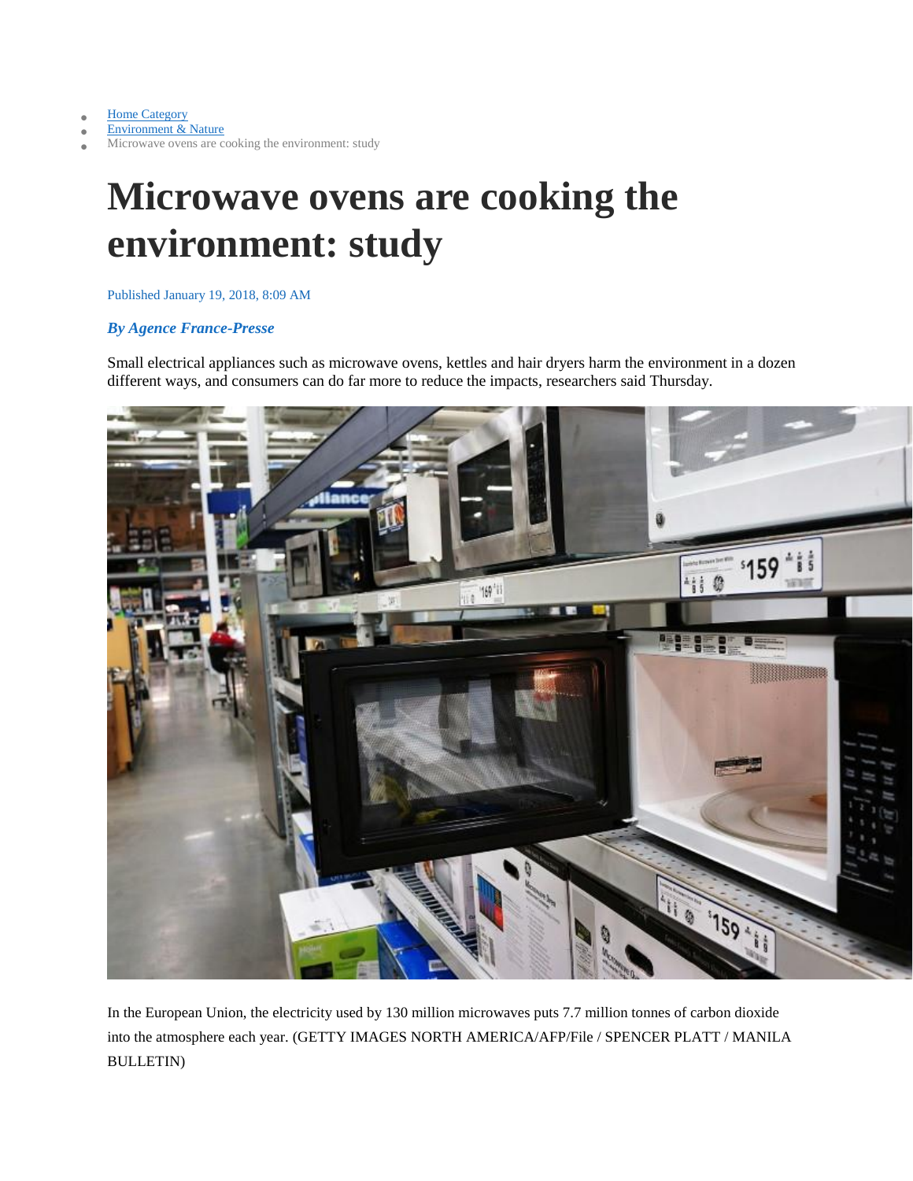- Home Category
- Environment & Nature
- Microwave ovens are cooking the environment: study

# Microwave ovens are cooking the environment: study

Published January 19, 2018, 8:09 AM

***By Agence France-Presse***

Small electrical appliances such as microwave ovens, kettles and hair dryers harm the environment in a dozen different ways, and consumers can do far more to reduce the impacts, researchers said Thursday.

In the European Union, the electricity used by 130 million microwaves puts 7.7 million tonnes of carbon dioxide into the atmosphere each year. (GETTY IMAGES NORTH AMERICA/AFP/File / SPENCER PLATT / MANILA BULLETIN)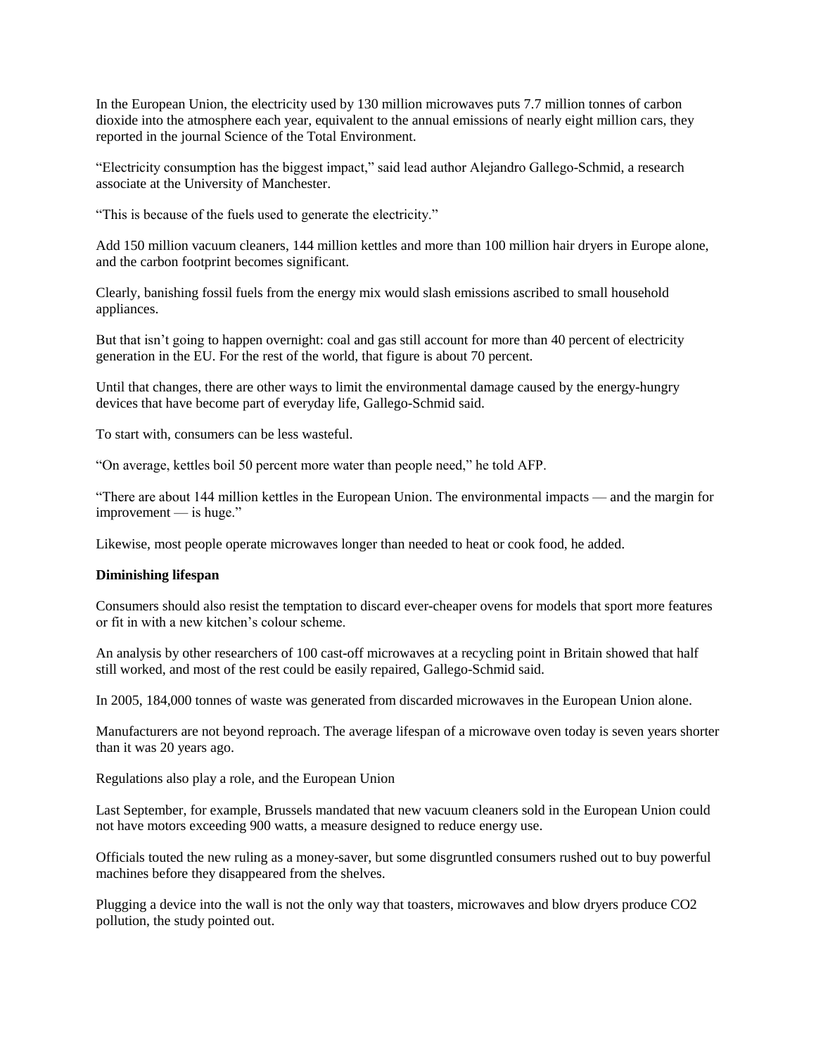In the European Union, the electricity used by 130 million microwaves puts 7.7 million tonnes of carbon dioxide into the atmosphere each year, equivalent to the annual emissions of nearly eight million cars, they reported in the journal Science of the Total Environment.

“Electricity consumption has the biggest impact,” said lead author Alejandro Gallego-Schmid, a research associate at the University of Manchester.

“This is because of the fuels used to generate the electricity.”

Add 150 million vacuum cleaners, 144 million kettles and more than 100 million hair dryers in Europe alone, and the carbon footprint becomes significant.

Clearly, banishing fossil fuels from the energy mix would slash emissions ascribed to small household appliances.

But that isn’t going to happen overnight: coal and gas still account for more than 40 percent of electricity generation in the EU. For the rest of the world, that figure is about 70 percent.

Until that changes, there are other ways to limit the environmental damage caused by the energy-hungry devices that have become part of everyday life, Gallego-Schmid said.

To start with, consumers can be less wasteful.

“On average, kettles boil 50 percent more water than people need,” he told AFP.

“There are about 144 million kettles in the European Union. The environmental impacts — and the margin for improvement — is huge.”

Likewise, most people operate microwaves longer than needed to heat or cook food, he added.

**Diminishing lifespan**

Consumers should also resist the temptation to discard ever-cheaper ovens for models that sport more features or fit in with a new kitchen’s colour scheme.

An analysis by other researchers of 100 cast-off microwaves at a recycling point in Britain showed that half still worked, and most of the rest could be easily repaired, Gallego-Schmid said.

In 2005, 184,000 tonnes of waste was generated from discarded microwaves in the European Union alone.

Manufacturers are not beyond reproach. The average lifespan of a microwave oven today is seven years shorter than it was 20 years ago.

Regulations also play a role, and the European Union

Last September, for example, Brussels mandated that new vacuum cleaners sold in the European Union could not have motors exceeding 900 watts, a measure designed to reduce energy use.

Officials touted the new ruling as a money-saver, but some disgruntled consumers rushed out to buy powerful machines before they disappeared from the shelves.

Plugging a device into the wall is not the only way that toasters, microwaves and blow dryers produce $CO_2$ pollution, the study pointed out.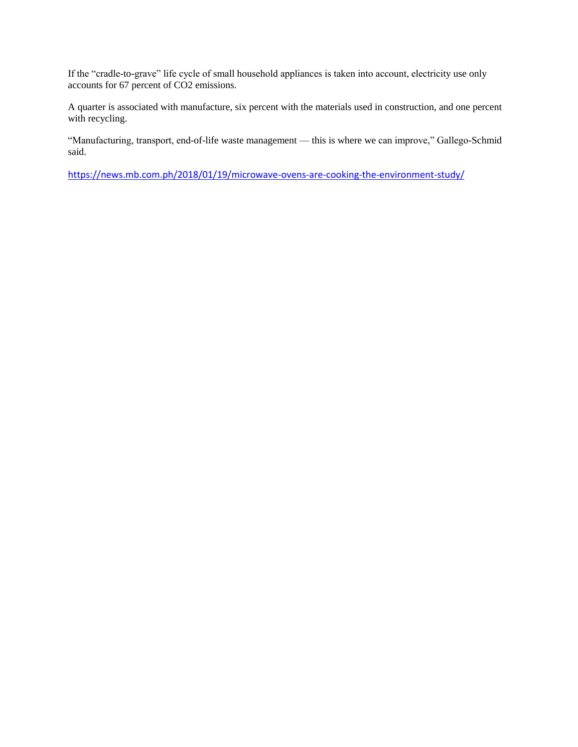If the “cradle-to-grave” life cycle of small household appliances is taken into account, electricity use only accounts for 67 percent of $CO_2$ emissions.

A quarter is associated with manufacture, six percent with the materials used in construction, and one percent with recycling.

“Manufacturing, transport, end-of-life waste management — this is where we can improve,” Gallego-Schmid said.

https://news.mb.com.ph/2018/01/19/microwave-ovens-are-cooking-the-environment-study/